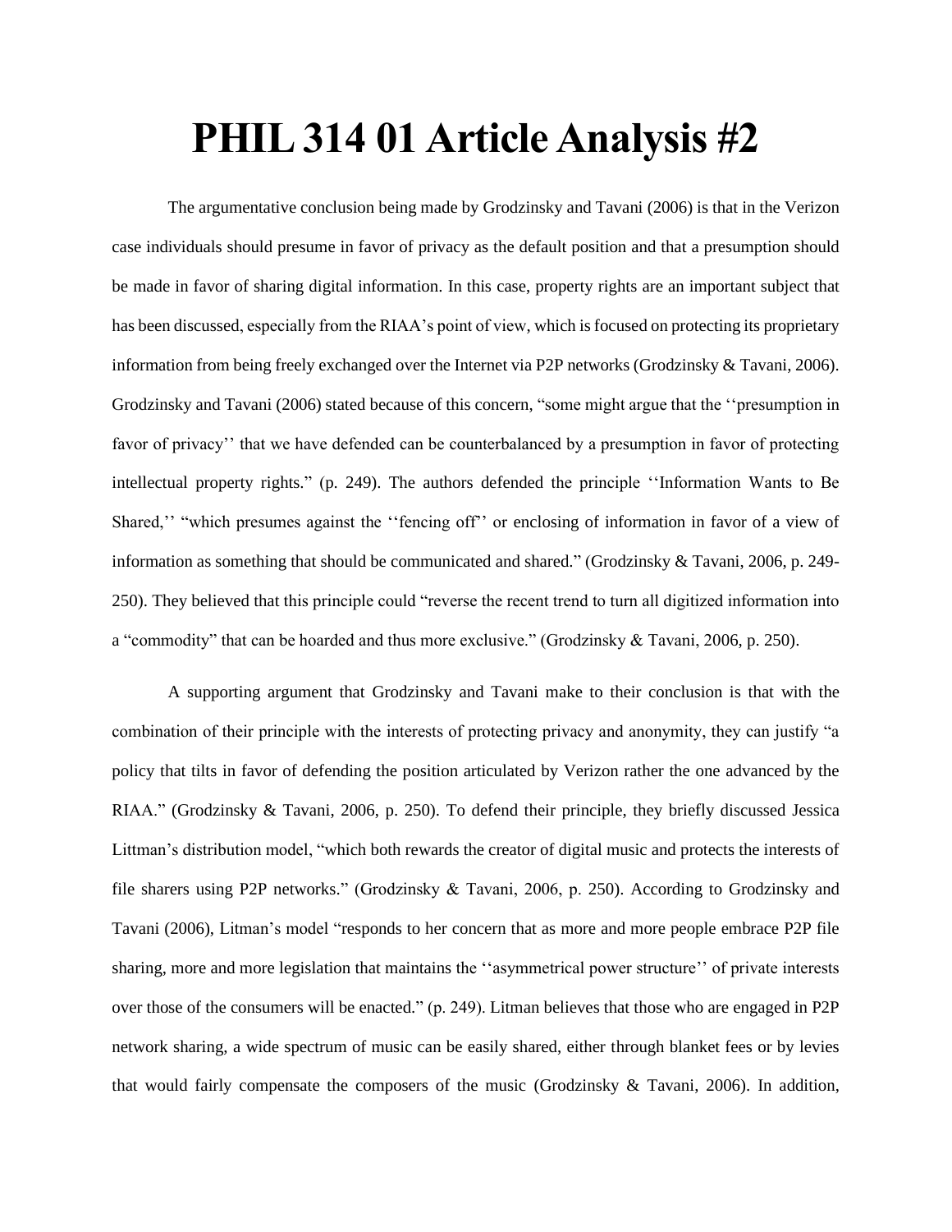# PHIL 314 01 Article Analysis #2

The argumentative conclusion being made by Grodzinsky and Tavani (2006) is that in the Verizon case individuals should presume in favor of privacy as the default position and that a presumption should be made in favor of sharing digital information. In this case, property rights are an important subject that has been discussed, especially from the RIAA's point of view, which is focused on protecting its proprietary information from being freely exchanged over the Internet via P2P networks (Grodzinsky & Tavani, 2006). Grodzinsky and Tavani (2006) stated because of this concern, "some might argue that the ''presumption in favor of privacy'' that we have defended can be counterbalanced by a presumption in favor of protecting intellectual property rights." (p. 249). The authors defended the principle ''Information Wants to Be Shared,'' "which presumes against the ''fencing off'' or enclosing of information in favor of a view of information as something that should be communicated and shared." (Grodzinsky & Tavani, 2006, p. 249-250). They believed that this principle could "reverse the recent trend to turn all digitized information into a "commodity" that can be hoarded and thus more exclusive." (Grodzinsky & Tavani, 2006, p. 250).

A supporting argument that Grodzinsky and Tavani make to their conclusion is that with the combination of their principle with the interests of protecting privacy and anonymity, they can justify "a policy that tilts in favor of defending the position articulated by Verizon rather the one advanced by the RIAA." (Grodzinsky & Tavani, 2006, p. 250). To defend their principle, they briefly discussed Jessica Littman's distribution model, "which both rewards the creator of digital music and protects the interests of file sharers using P2P networks." (Grodzinsky & Tavani, 2006, p. 250). According to Grodzinsky and Tavani (2006), Litman's model "responds to her concern that as more and more people embrace P2P file sharing, more and more legislation that maintains the ''asymmetrical power structure'' of private interests over those of the consumers will be enacted." (p. 249). Litman believes that those who are engaged in P2P network sharing, a wide spectrum of music can be easily shared, either through blanket fees or by levies that would fairly compensate the composers of the music (Grodzinsky & Tavani, 2006). In addition,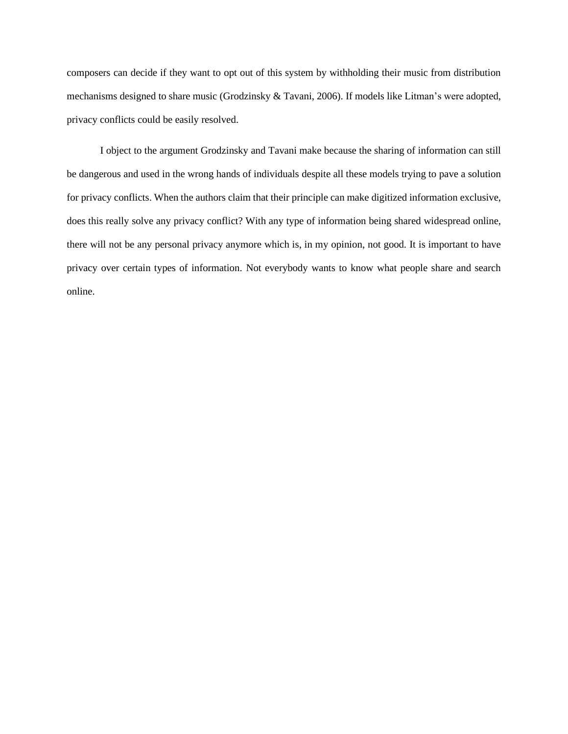composers can decide if they want to opt out of this system by withholding their music from distribution mechanisms designed to share music (Grodzinsky & Tavani, 2006). If models like Litman's were adopted, privacy conflicts could be easily resolved.

I object to the argument Grodzinsky and Tavani make because the sharing of information can still be dangerous and used in the wrong hands of individuals despite all these models trying to pave a solution for privacy conflicts. When the authors claim that their principle can make digitized information exclusive, does this really solve any privacy conflict? With any type of information being shared widespread online, there will not be any personal privacy anymore which is, in my opinion, not good. It is important to have privacy over certain types of information. Not everybody wants to know what people share and search online.